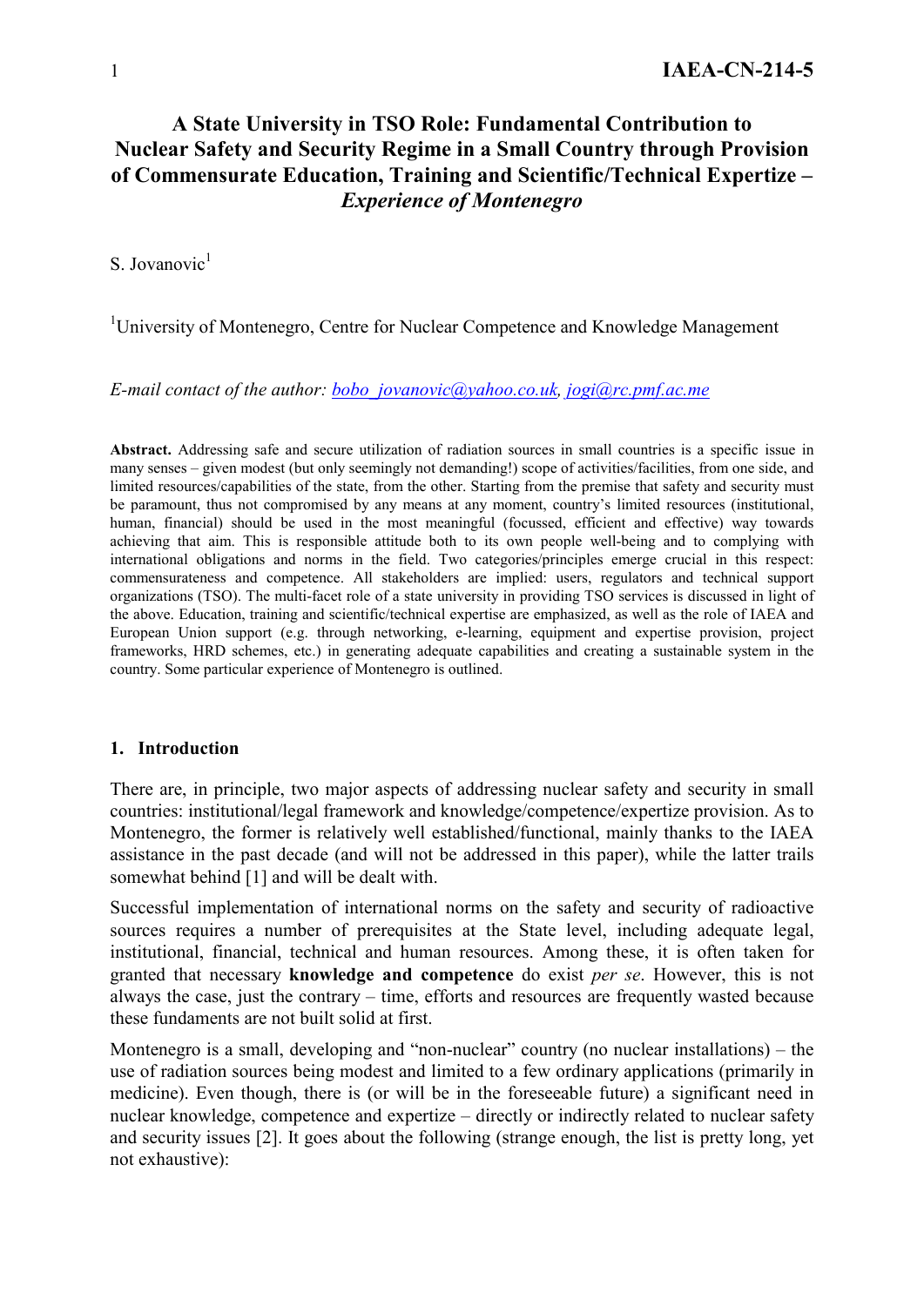# A State University in TSO Role: Fundamental Contribution to Nuclear Safety and Security Regime in a Small Country through Provision of Commensurate Education, Training and Scientific/Technical Expertize – *Experience of Montenegro*

S. Jovanovic[1]

[1]University of Montenegro, Centre for Nuclear Competence and Knowledge Management

*E-mail contact of the author: bobo_jovanovic@yahoo.co.uk, jogi@rc.pmf.ac.me*

**Abstract.** Addressing safe and secure utilization of radiation sources in small countries is a specific issue in many senses – given modest (but only seemingly not demanding!) scope of activities/facilities, from one side, and limited resources/capabilities of the state, from the other. Starting from the premise that safety and security must be paramount, thus not compromised by any means at any moment, country's limited resources (institutional, human, financial) should be used in the most meaningful (focussed, efficient and effective) way towards achieving that aim. This is responsible attitude both to its own people well-being and to complying with international obligations and norms in the field. Two categories/principles emerge crucial in this respect: commensurateness and competence. All stakeholders are implied: users, regulators and technical support organizations (TSO). The multi-facet role of a state university in providing TSO services is discussed in light of the above. Education, training and scientific/technical expertise are emphasized, as well as the role of IAEA and European Union support (e.g. through networking, e-learning, equipment and expertise provision, project frameworks, HRD schemes, etc.) in generating adequate capabilities and creating a sustainable system in the country. Some particular experience of Montenegro is outlined.

## 1. Introduction

There are, in principle, two major aspects of addressing nuclear safety and security in small countries: institutional/legal framework and knowledge/competence/expertize provision. As to Montenegro, the former is relatively well established/functional, mainly thanks to the IAEA assistance in the past decade (and will not be addressed in this paper), while the latter trails somewhat behind [1] and will be dealt with.

Successful implementation of international norms on the safety and security of radioactive sources requires a number of prerequisites at the State level, including adequate legal, institutional, financial, technical and human resources. Among these, it is often taken for granted that necessary **knowledge and competence** do exist *per se*. However, this is not always the case, just the contrary – time, efforts and resources are frequently wasted because these fundaments are not built solid at first.

Montenegro is a small, developing and "non-nuclear" country (no nuclear installations) – the use of radiation sources being modest and limited to a few ordinary applications (primarily in medicine). Even though, there is (or will be in the foreseeable future) a significant need in nuclear knowledge, competence and expertize – directly or indirectly related to nuclear safety and security issues [2]. It goes about the following (strange enough, the list is pretty long, yet not exhaustive):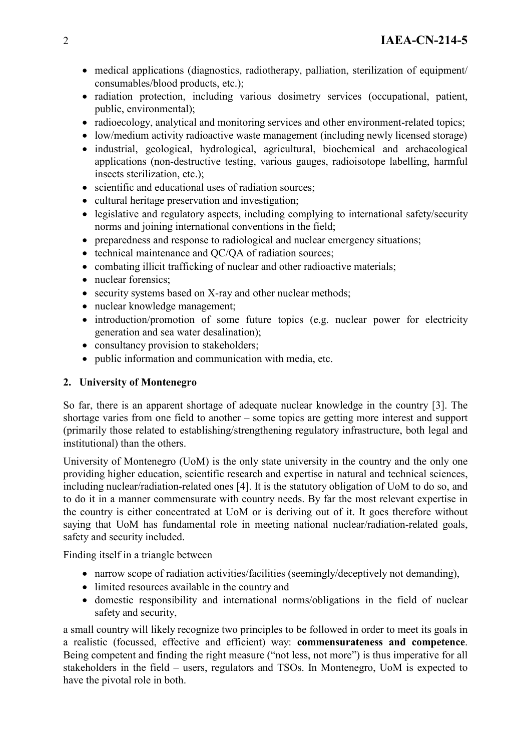- medical applications (diagnostics, radiotherapy, palliation, sterilization of equipment/ consumables/blood products, etc.);
- radiation protection, including various dosimetry services (occupational, patient, public, environmental);
- radioecology, analytical and monitoring services and other environment-related topics;
- low/medium activity radioactive waste management (including newly licensed storage)
- industrial, geological, hydrological, agricultural, biochemical and archaeological applications (non-destructive testing, various gauges, radioisotope labelling, harmful insects sterilization, etc.);
- scientific and educational uses of radiation sources;
- cultural heritage preservation and investigation;
- legislative and regulatory aspects, including complying to international safety/security norms and joining international conventions in the field;
- preparedness and response to radiological and nuclear emergency situations;
- technical maintenance and QC/QA of radiation sources;
- combating illicit trafficking of nuclear and other radioactive materials;
- nuclear forensics;
- security systems based on X-ray and other nuclear methods;
- nuclear knowledge management;
- introduction/promotion of some future topics (e.g. nuclear power for electricity generation and sea water desalination);
- consultancy provision to stakeholders;
- public information and communication with media, etc.

## 2. University of Montenegro

So far, there is an apparent shortage of adequate nuclear knowledge in the country [3]. The shortage varies from one field to another – some topics are getting more interest and support (primarily those related to establishing/strengthening regulatory infrastructure, both legal and institutional) than the others.

University of Montenegro (UoM) is the only state university in the country and the only one providing higher education, scientific research and expertise in natural and technical sciences, including nuclear/radiation-related ones [4]. It is the statutory obligation of UoM to do so, and to do it in a manner commensurate with country needs. By far the most relevant expertise in the country is either concentrated at UoM or is deriving out of it. It goes therefore without saying that UoM has fundamental role in meeting national nuclear/radiation-related goals, safety and security included.

Finding itself in a triangle between

- narrow scope of radiation activities/facilities (seemingly/deceptively not demanding),
- limited resources available in the country and
- domestic responsibility and international norms/obligations in the field of nuclear safety and security,

a small country will likely recognize two principles to be followed in order to meet its goals in a realistic (focussed, effective and efficient) way: **commensurateness and competence**. Being competent and finding the right measure ("not less, not more") is thus imperative for all stakeholders in the field – users, regulators and TSOs. In Montenegro, UoM is expected to have the pivotal role in both.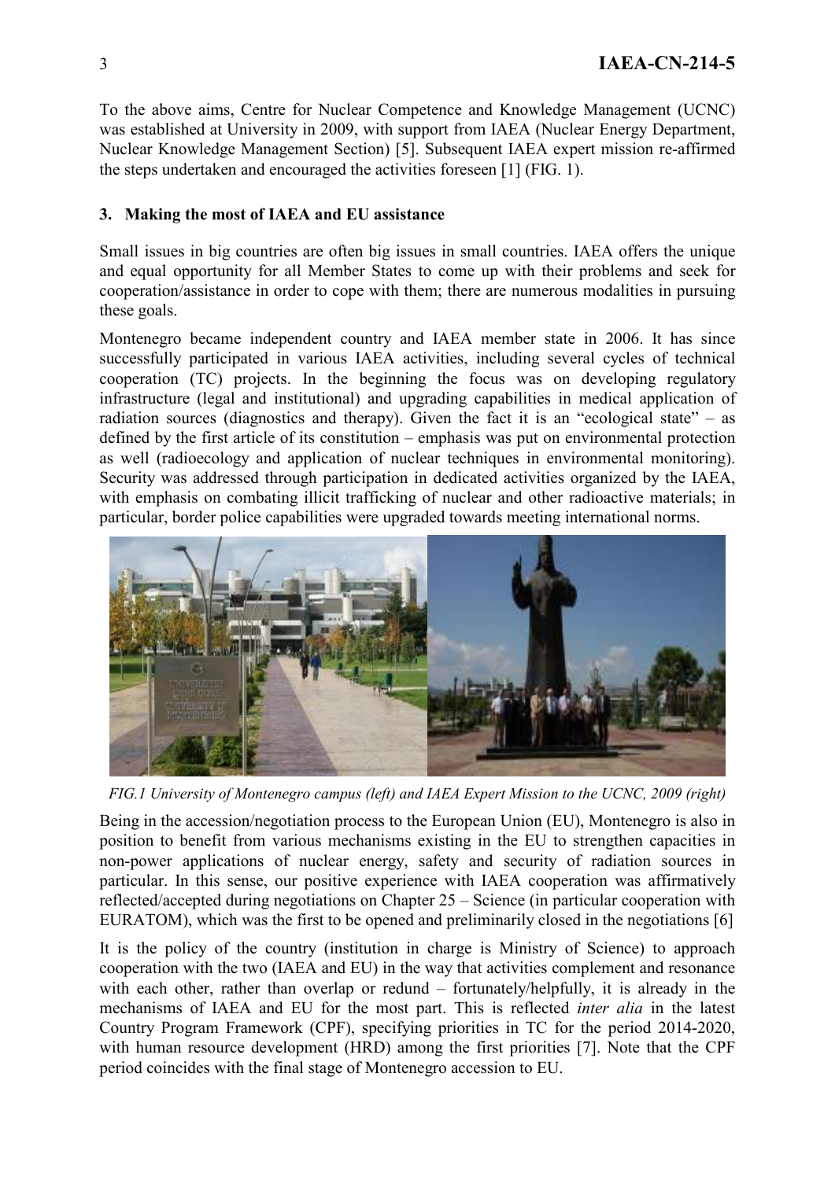To the above aims, Centre for Nuclear Competence and Knowledge Management (UCNC) was established at University in 2009, with support from IAEA (Nuclear Energy Department, Nuclear Knowledge Management Section) [5]. Subsequent IAEA expert mission re-affirmed the steps undertaken and encouraged the activities foreseen [1] (FIG. 1).

## 3. Making the most of IAEA and EU assistance

Small issues in big countries are often big issues in small countries. IAEA offers the unique and equal opportunity for all Member States to come up with their problems and seek for cooperation/assistance in order to cope with them; there are numerous modalities in pursuing these goals.

Montenegro became independent country and IAEA member state in 2006. It has since successfully participated in various IAEA activities, including several cycles of technical cooperation (TC) projects. In the beginning the focus was on developing regulatory infrastructure (legal and institutional) and upgrading capabilities in medical application of radiation sources (diagnostics and therapy). Given the fact it is an "ecological state" – as defined by the first article of its constitution – emphasis was put on environmental protection as well (radioecology and application of nuclear techniques in environmental monitoring). Security was addressed through participation in dedicated activities organized by the IAEA, with emphasis on combating illicit trafficking of nuclear and other radioactive materials; in particular, border police capabilities were upgraded towards meeting international norms.

*FIG.1 University of Montenegro campus (left) and IAEA Expert Mission to the UCNC, 2009 (right)*

Being in the accession/negotiation process to the European Union (EU), Montenegro is also in position to benefit from various mechanisms existing in the EU to strengthen capacities in non-power applications of nuclear energy, safety and security of radiation sources in particular. In this sense, our positive experience with IAEA cooperation was affirmatively reflected/accepted during negotiations on Chapter 25 – Science (in particular cooperation with EURATOM), which was the first to be opened and preliminarily closed in the negotiations [6]

It is the policy of the country (institution in charge is Ministry of Science) to approach cooperation with the two (IAEA and EU) in the way that activities complement and resonance with each other, rather than overlap or redund – fortunately/helpfully, it is already in the mechanisms of IAEA and EU for the most part. This is reflected *inter alia* in the latest Country Program Framework (CPF), specifying priorities in TC for the period 2014-2020, with human resource development (HRD) among the first priorities [7]. Note that the CPF period coincides with the final stage of Montenegro accession to EU.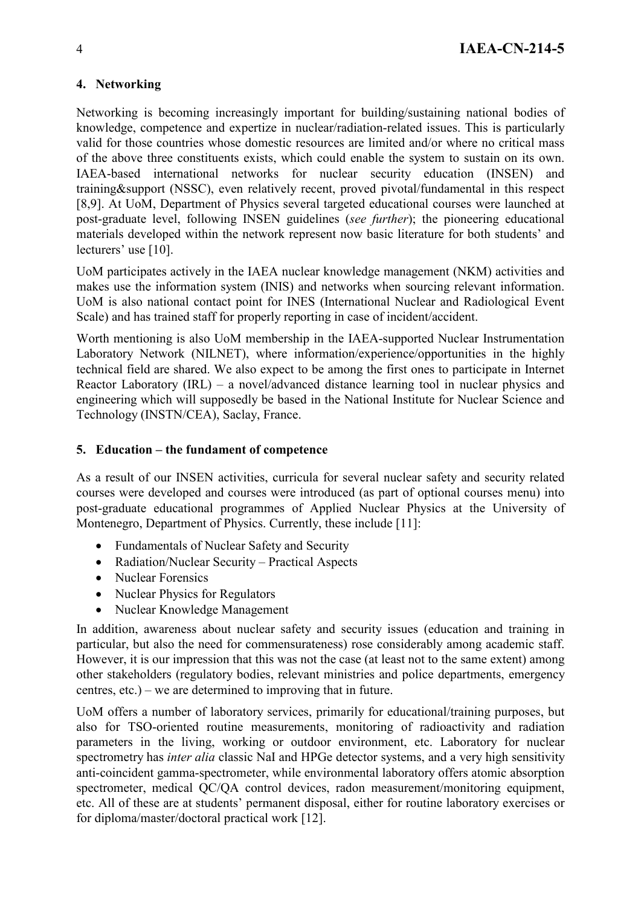## 4. Networking

Networking is becoming increasingly important for building/sustaining national bodies of knowledge, competence and expertize in nuclear/radiation-related issues. This is particularly valid for those countries whose domestic resources are limited and/or where no critical mass of the above three constituents exists, which could enable the system to sustain on its own. IAEA-based international networks for nuclear security education (INSEN) and training&support (NSSC), even relatively recent, proved pivotal/fundamental in this respect [8,9]. At UoM, Department of Physics several targeted educational courses were launched at post-graduate level, following INSEN guidelines (*see further*); the pioneering educational materials developed within the network represent now basic literature for both students' and lecturers' use [10].

UoM participates actively in the IAEA nuclear knowledge management (NKM) activities and makes use the information system (INIS) and networks when sourcing relevant information. UoM is also national contact point for INES (International Nuclear and Radiological Event Scale) and has trained staff for properly reporting in case of incident/accident.

Worth mentioning is also UoM membership in the IAEA-supported Nuclear Instrumentation Laboratory Network (NILNET), where information/experience/opportunities in the highly technical field are shared. We also expect to be among the first ones to participate in Internet Reactor Laboratory (IRL) – a novel/advanced distance learning tool in nuclear physics and engineering which will supposedly be based in the National Institute for Nuclear Science and Technology (INSTN/CEA), Saclay, France.

## 5. Education – the fundament of competence

As a result of our INSEN activities, curricula for several nuclear safety and security related courses were developed and courses were introduced (as part of optional courses menu) into post-graduate educational programmes of Applied Nuclear Physics at the University of Montenegro, Department of Physics. Currently, these include [11]:

- Fundamentals of Nuclear Safety and Security
- Radiation/Nuclear Security – Practical Aspects
- Nuclear Forensics
- Nuclear Physics for Regulators
- Nuclear Knowledge Management

In addition, awareness about nuclear safety and security issues (education and training in particular, but also the need for commensurateness) rose considerably among academic staff. However, it is our impression that this was not the case (at least not to the same extent) among other stakeholders (regulatory bodies, relevant ministries and police departments, emergency centres, etc.) – we are determined to improving that in future.

UoM offers a number of laboratory services, primarily for educational/training purposes, but also for TSO-oriented routine measurements, monitoring of radioactivity and radiation parameters in the living, working or outdoor environment, etc. Laboratory for nuclear spectrometry has *inter alia* classic NaI and HPGe detector systems, and a very high sensitivity anti-coincident gamma-spectrometer, while environmental laboratory offers atomic absorption spectrometer, medical QC/QA control devices, radon measurement/monitoring equipment, etc. All of these are at students' permanent disposal, either for routine laboratory exercises or for diploma/master/doctoral practical work [12].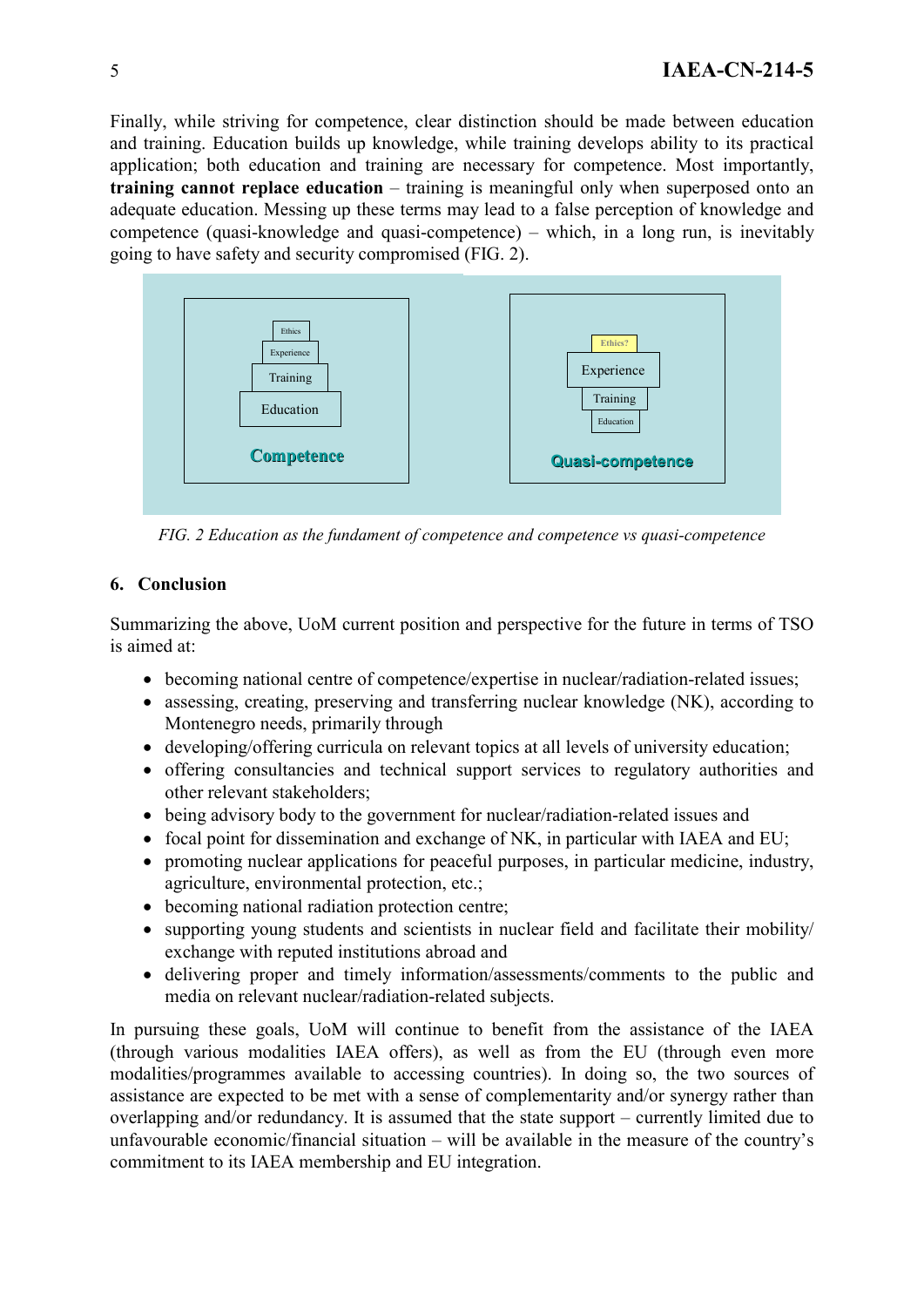Finally, while striving for competence, clear distinction should be made between education and training. Education builds up knowledge, while training develops ability to its practical application; both education and training are necessary for competence. Most importantly, **training cannot replace education** – training is meaningful only when superposed onto an adequate education. Messing up these terms may lead to a false perception of knowledge and competence (quasi-knowledge and quasi-competence) – which, in a long run, is inevitably going to have safety and security compromised (FIG. 2).

Ethics

Experience

Training

Education

Competence

Ethics?

Experience

Training

Education

Quasi-competence

*FIG. 2 Education as the fundament of competence and competence vs quasi-competence*

## 6. Conclusion

Summarizing the above, UoM current position and perspective for the future in terms of TSO is aimed at:

- becoming national centre of competence/expertise in nuclear/radiation-related issues;
- assessing, creating, preserving and transferring nuclear knowledge (NK), according to Montenegro needs, primarily through
- developing/offering curricula on relevant topics at all levels of university education;
- offering consultancies and technical support services to regulatory authorities and other relevant stakeholders;
- being advisory body to the government for nuclear/radiation-related issues and
- focal point for dissemination and exchange of NK, in particular with IAEA and EU;
- promoting nuclear applications for peaceful purposes, in particular medicine, industry, agriculture, environmental protection, etc.;
- becoming national radiation protection centre;
- supporting young students and scientists in nuclear field and facilitate their mobility/ exchange with reputed institutions abroad and
- delivering proper and timely information/assessments/comments to the public and media on relevant nuclear/radiation-related subjects.

In pursuing these goals, UoM will continue to benefit from the assistance of the IAEA (through various modalities IAEA offers), as well as from the EU (through even more modalities/programmes available to accessing countries). In doing so, the two sources of assistance are expected to be met with a sense of complementarity and/or synergy rather than overlapping and/or redundancy. It is assumed that the state support – currently limited due to unfavourable economic/financial situation – will be available in the measure of the country's commitment to its IAEA membership and EU integration.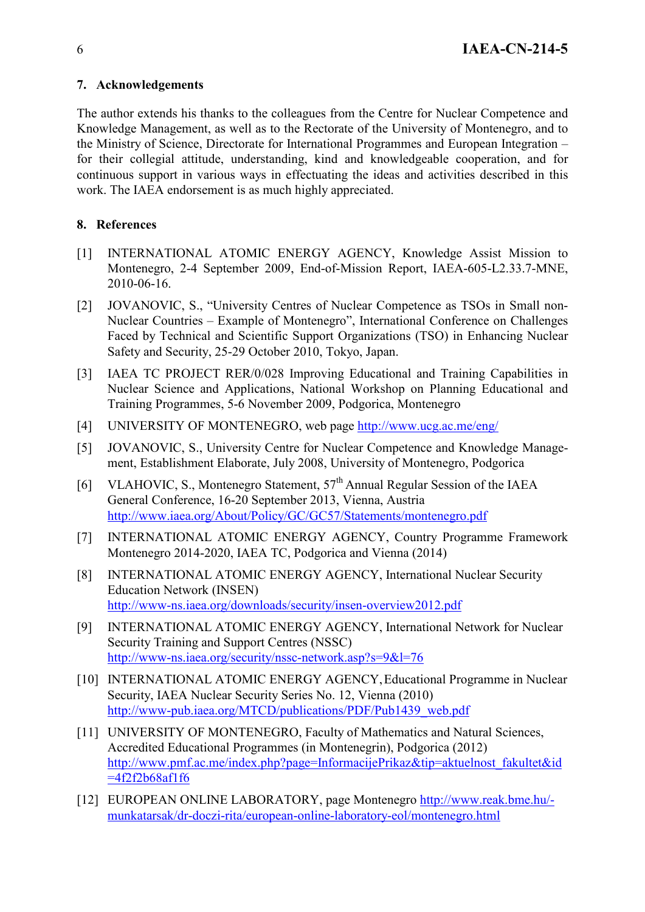## 7. Acknowledgements

The author extends his thanks to the colleagues from the Centre for Nuclear Competence and Knowledge Management, as well as to the Rectorate of the University of Montenegro, and to the Ministry of Science, Directorate for International Programmes and European Integration – for their collegial attitude, understanding, kind and knowledgeable cooperation, and for continuous support in various ways in effectuating the ideas and activities described in this work. The IAEA endorsement is as much highly appreciated.

## 8. References

[1] INTERNATIONAL ATOMIC ENERGY AGENCY, Knowledge Assist Mission to Montenegro, 2-4 September 2009, End-of-Mission Report, IAEA-605-L2.33.7-MNE, 2010-06-16.

[2] JOVANOVIC, S., "University Centres of Nuclear Competence as TSOs in Small non-Nuclear Countries – Example of Montenegro", International Conference on Challenges Faced by Technical and Scientific Support Organizations (TSO) in Enhancing Nuclear Safety and Security, 25-29 October 2010, Tokyo, Japan.

[3] IAEA TC PROJECT RER/0/028 Improving Educational and Training Capabilities in Nuclear Science and Applications, National Workshop on Planning Educational and Training Programmes, 5-6 November 2009, Podgorica, Montenegro

[4] UNIVERSITY OF MONTENEGRO, web page http://www.ucg.ac.me/eng/

[5] JOVANOVIC, S., University Centre for Nuclear Competence and Knowledge Management, Establishment Elaborate, July 2008, University of Montenegro, Podgorica

[6] VLAHOVIC, S., Montenegro Statement, 57th Annual Regular Session of the IAEA General Conference, 16-20 September 2013, Vienna, Austria http://www.iaea.org/About/Policy/GC/GC57/Statements/montenegro.pdf

[7] INTERNATIONAL ATOMIC ENERGY AGENCY, Country Programme Framework Montenegro 2014-2020, IAEA TC, Podgorica and Vienna (2014)

[8] INTERNATIONAL ATOMIC ENERGY AGENCY, International Nuclear Security Education Network (INSEN) http://www-ns.iaea.org/downloads/security/insen-overview2012.pdf

[9] INTERNATIONAL ATOMIC ENERGY AGENCY, International Network for Nuclear Security Training and Support Centres (NSSC) http://www-ns.iaea.org/security/nssc-network.asp?s=9&l=76

[10] INTERNATIONAL ATOMIC ENERGY AGENCY, Educational Programme in Nuclear Security, IAEA Nuclear Security Series No. 12, Vienna (2010) http://www-pub.iaea.org/MTCD/publications/PDF/Pub1439_web.pdf

[11] UNIVERSITY OF MONTENEGRO, Faculty of Mathematics and Natural Sciences, Accredited Educational Programmes (in Montenegrin), Podgorica (2012) http://www.pmf.ac.me/index.php?page=InformacijePrikaz&tip=aktuelnost_fakultet&id=4f2f2b68af1f6

[12] EUROPEAN ONLINE LABORATORY, page Montenegro http://www.reak.bme.hu/-munkatarsak/dr-doczi-rita/european-online-laboratory-eol/montenegro.html